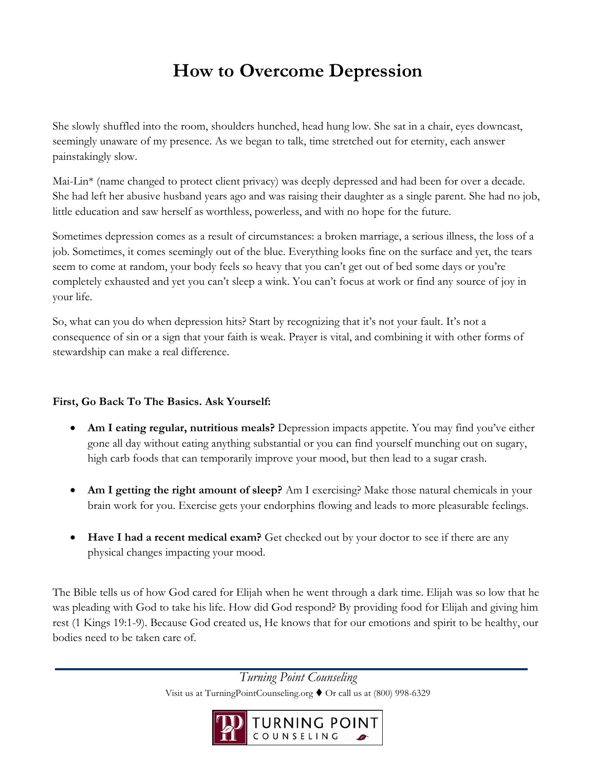# How to Overcome Depression

She slowly shuffled into the room, shoulders hunched, head hung low. She sat in a chair, eyes downcast, seemingly unaware of my presence. As we began to talk, time stretched out for eternity, each answer painstakingly slow.

Mai-Lin* (name changed to protect client privacy) was deeply depressed and had been for over a decade. She had left her abusive husband years ago and was raising their daughter as a single parent. She had no job, little education and saw herself as worthless, powerless, and with no hope for the future.

Sometimes depression comes as a result of circumstances: a broken marriage, a serious illness, the loss of a job. Sometimes, it comes seemingly out of the blue. Everything looks fine on the surface and yet, the tears seem to come at random, your body feels so heavy that you can't get out of bed some days or you're completely exhausted and yet you can't sleep a wink. You can't focus at work or find any source of joy in your life.

So, what can you do when depression hits? Start by recognizing that it's not your fault. It's not a consequence of sin or a sign that your faith is weak. Prayer is vital, and combining it with other forms of stewardship can make a real difference.

**First, Go Back To The Basics. Ask Yourself:**

- **Am I eating regular, nutritious meals?** Depression impacts appetite. You may find you've either gone all day without eating anything substantial or you can find yourself munching out on sugary, high carb foods that can temporarily improve your mood, but then lead to a sugar crash.
- **Am I getting the right amount of sleep?** Am I exercising? Make those natural chemicals in your brain work for you. Exercise gets your endorphins flowing and leads to more pleasurable feelings.
- **Have I had a recent medical exam?** Get checked out by your doctor to see if there are any physical changes impacting your mood.

The Bible tells us of how God cared for Elijah when he went through a dark time. Elijah was so low that he was pleading with God to take his life. How did God respond? By providing food for Elijah and giving him rest (1 Kings 19:1-9). Because God created us, He knows that for our emotions and spirit to be healthy, our bodies need to be taken care of.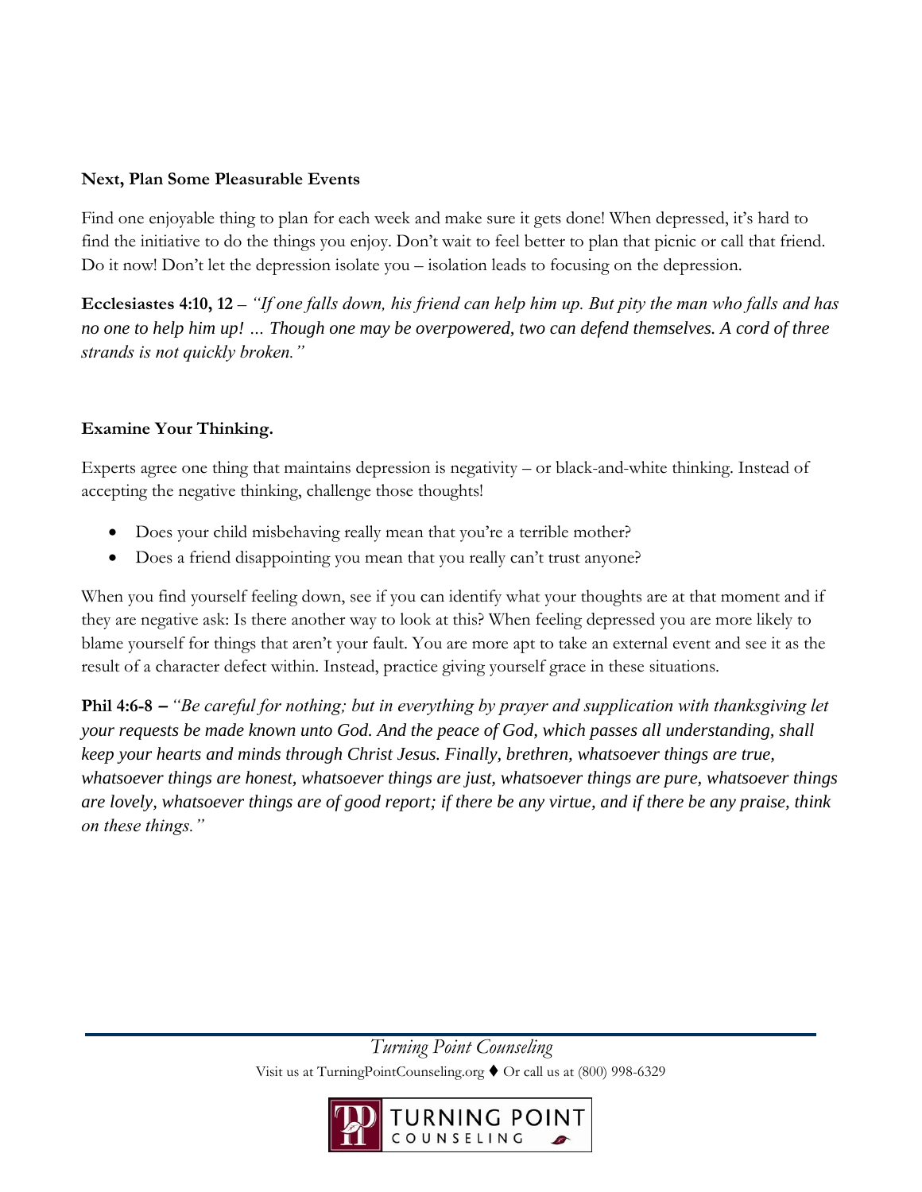**Next, Plan Some Pleasurable Events**

Find one enjoyable thing to plan for each week and make sure it gets done! When depressed, it's hard to find the initiative to do the things you enjoy. Don't wait to feel better to plan that picnic or call that friend. Do it now! Don't let the depression isolate you – isolation leads to focusing on the depression.

**Ecclesiastes 4:10, 12** – *"If one falls down, his friend can help him up. But pity the man who falls and has no one to help him up! … Though one may be overpowered, two can defend themselves. A cord of three strands is not quickly broken."*

**Examine Your Thinking.**

Experts agree one thing that maintains depression is negativity – or black-and-white thinking. Instead of accepting the negative thinking, challenge those thoughts!

- Does your child misbehaving really mean that you're a terrible mother?
- Does a friend disappointing you mean that you really can't trust anyone?

When you find yourself feeling down, see if you can identify what your thoughts are at that moment and if they are negative ask: Is there another way to look at this? When feeling depressed you are more likely to blame yourself for things that aren't your fault. You are more apt to take an external event and see it as the result of a character defect within. Instead, practice giving yourself grace in these situations.

**Phil 4:6-8 –** *"Be careful for nothing; but in everything by prayer and supplication with thanksgiving let your requests be made known unto God. And the peace of God, which passes all understanding, shall keep your hearts and minds through Christ Jesus. Finally, brethren, whatsoever things are true, whatsoever things are honest, whatsoever things are just, whatsoever things are pure, whatsoever things are lovely, whatsoever things are of good report; if there be any virtue, and if there be any praise, think on these things."*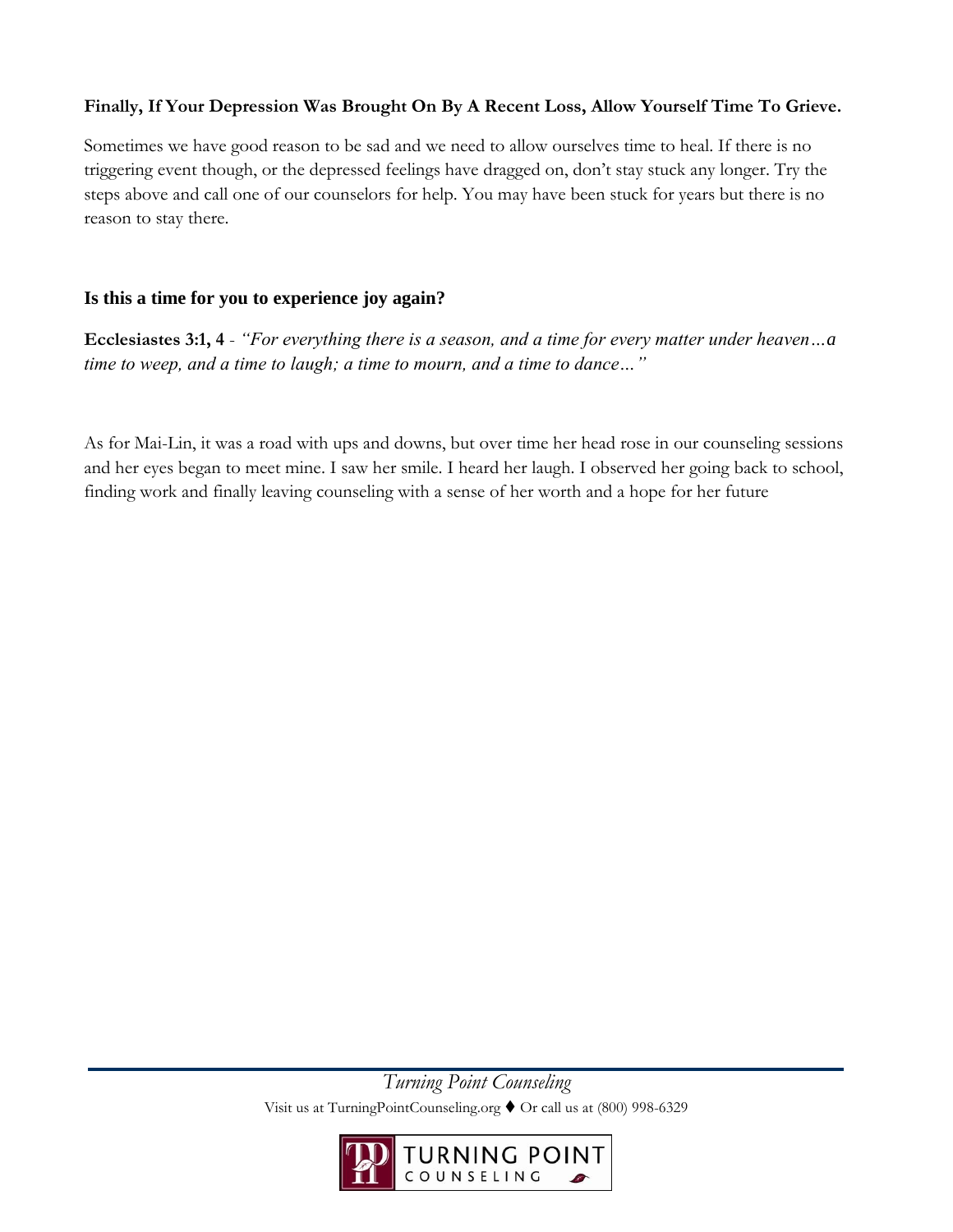**Finally, If Your Depression Was Brought On By A Recent Loss, Allow Yourself Time To Grieve.**

Sometimes we have good reason to be sad and we need to allow ourselves time to heal. If there is no triggering event though, or the depressed feelings have dragged on, don't stay stuck any longer. Try the steps above and call one of our counselors for help. You may have been stuck for years but there is no reason to stay there.

## Is this a time for you to experience joy again?

**Ecclesiastes 3:1, 4** - *"For everything there is a season, and a time for every matter under heaven…a time to weep, and a time to laugh; a time to mourn, and a time to dance…"*

As for Mai-Lin, it was a road with ups and downs, but over time her head rose in our counseling sessions and her eyes began to meet mine. I saw her smile. I heard her laugh. I observed her going back to school, finding work and finally leaving counseling with a sense of her worth and a hope for her future